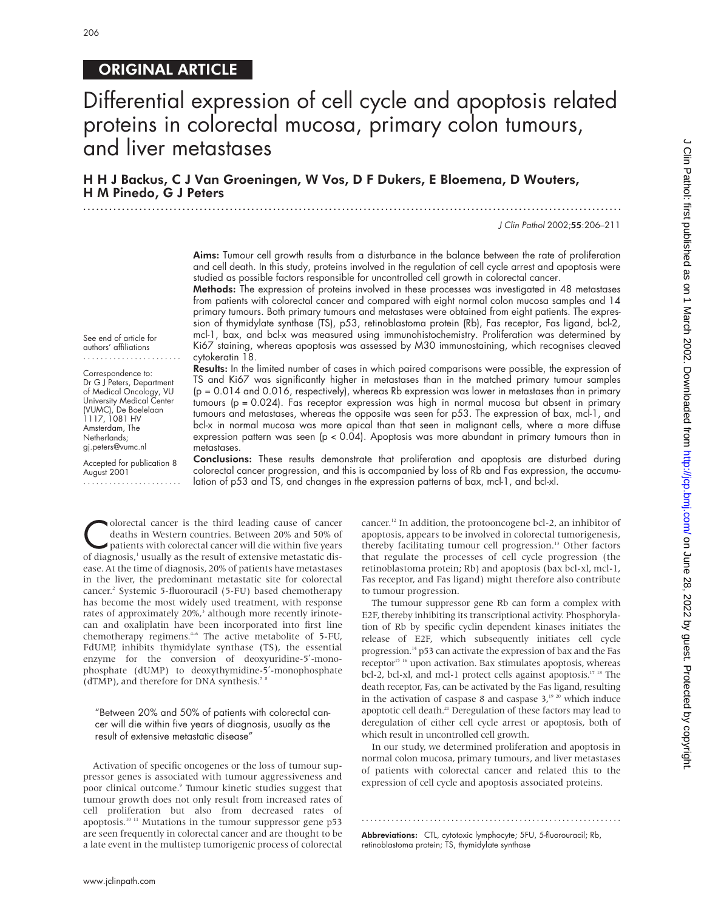ORIGINAL ARTICLE

# Differential expression of cell cycle and apoptosis related proteins in colorectal mucosa, primary colon tumours, and liver metastases

**H H J Backus, C J Van Groeningen, W Vos, D F Dukers, E Bloemena, D Wouters, H M Pinedo, G J Peters**

See end of article for authors' affiliations

Correspondence to: Dr G J Peters, Department of Medical Oncology, VU University Medical Center (VUMC), De Boelelaan 1117, 1081 HV Amsterdam, The Netherlands; gj.peters@vumc.nl

Accepted for publication 8 August 2001

**Aims:** Tumour cell growth results from a disturbance in the balance between the rate of proliferation and cell death. In this study, proteins involved in the regulation of cell cycle arrest and apoptosis were studied as possible factors responsible for uncontrolled cell growth in colorectal cancer.

**Methods:** The expression of proteins involved in these processes was investigated in 48 metastases from patients with colorectal cancer and compared with eight normal colon mucosa samples and 14 primary tumours. Both primary tumours and metastases were obtained from eight patients. The expression of thymidylate synthase (TS), p53, retinoblastoma protein (Rb), Fas receptor, Fas ligand, bcl-2, mcl-1, bax, and bcl-x was measured using immunohistochemistry. Proliferation was determined by Ki67 staining, whereas apoptosis was assessed by M30 immunostaining, which recognises cleaved cytokeratin 18.

**Results:** In the limited number of cases in which paired comparisons were possible, the expression of TS and Ki67 was significantly higher in metastases than in the matched primary tumour samples ($p = 0.014$ and $0.016$, respectively), whereas Rb expression was lower in metastases than in primary tumours ($p = 0.024$). Fas receptor expression was high in normal mucosa but absent in primary tumours and metastases, whereas the opposite was seen for p53. The expression of bax, mcl-1, and bcl-x in normal mucosa was more apical than that seen in malignant cells, where a more diffuse expression pattern was seen ($p < 0.04$). Apoptosis was more abundant in primary tumours than in metastases.

**Conclusions:** These results demonstrate that proliferation and apoptosis are disturbed during colorectal cancer progression, and this is accompanied by loss of Rb and Fas expression, the accumulation of p53 and TS, and changes in the expression patterns of bax, mcl-1, and bcl-xl.

Colorectal cancer is the third leading cause of cancer deaths in Western countries. Between 20% and 50% of patients with colorectal cancer will die within five years of diagnosis,[1] usually as the result of extensive metastatic disease. At the time of diagnosis, 20% of patients have metastases in the liver, the predominant metastatic site for colorectal cancer.[2] Systemic 5-fluorouracil (5-FU) based chemotherapy has become the most widely used treatment, with response rates of approximately 20%,[3] although more recently irinotecan and oxaliplatin have been incorporated into first line chemotherapy regimens.[4–6] The active metabolite of 5-FU, FdUMP, inhibits thymidylate synthase (TS), the essential enzyme for the conversion of deoxyuridine-5′-monophosphate (dUMP) to deoxythymidine-5′-monophosphate (dTMP), and therefore for DNA synthesis.[7,8]

> "Between 20% and 50% of patients with colorectal cancer will die within five years of diagnosis, usually as the result of extensive metastatic disease"

Activation of specific oncogenes or the loss of tumour suppressor genes is associated with tumour aggressiveness and poor clinical outcome.[9] Tumour kinetic studies suggest that tumour growth does not only result from increased rates of cell proliferation but also from decreased rates of apoptosis.[10,11] Mutations in the tumour suppressor gene p53 are seen frequently in colorectal cancer and are thought to be a late event in the multistep tumorigenic process of colorectal cancer.[12] In addition, the protooncogene bcl-2, an inhibitor of apoptosis, appears to be involved in colorectal tumorigenesis, thereby facilitating tumour cell progression.[13] Other factors that regulate the processes of cell cycle progression (the retinoblastoma protein; Rb) and apoptosis (bax bcl-xl, mcl-1, Fas receptor, and Fas ligand) might therefore also contribute to tumour progression.

The tumour suppressor gene Rb can form a complex with E2F, thereby inhibiting its transcriptional activity. Phosphorylation of Rb by specific cyclin dependent kinases initiates the release of E2F, which subsequently initiates cell cycle progression.[14] p53 can activate the expression of bax and the Fas receptor[15,16] upon activation. Bax stimulates apoptosis, whereas bcl-2, bcl-xl, and mcl-1 protect cells against apoptosis.[17,18] The death receptor, Fas, can be activated by the Fas ligand, resulting in the activation of caspase 8 and caspase 3,[19,20] which induce apoptotic cell death.[21] Deregulation of these factors may lead to deregulation of either cell cycle arrest or apoptosis, both of which result in uncontrolled cell growth.

In our study, we determined proliferation and apoptosis in normal colon mucosa, primary tumours, and liver metastases of patients with colorectal cancer and related this to the expression of cell cycle and apoptosis associated proteins.

**Abbreviations:** CTL, cytotoxic lymphocyte; 5FU, 5-fluorouracil; Rb, retinoblastoma protein; TS, thymidylate synthase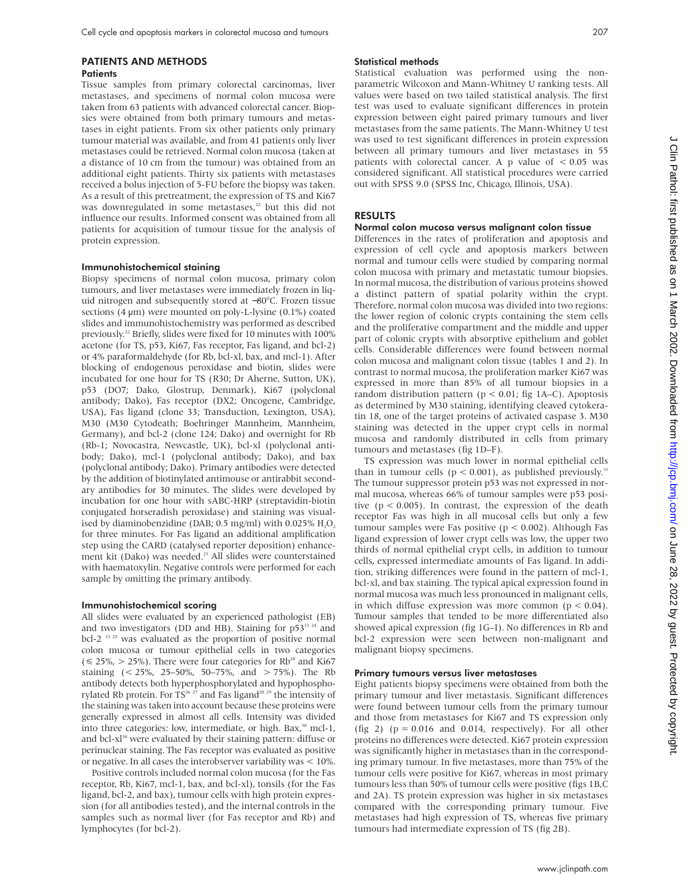## PATIENTS AND METHODS

### Patients

Tissue samples from primary colorectal carcinomas, liver metastases, and specimens of normal colon mucosa were taken from 63 patients with advanced colorectal cancer. Biopsies were obtained from both primary tumours and metastases in eight patients. From six other patients only primary tumour material was available, and from 41 patients only liver metastases could be retrieved. Normal colon mucosa (taken at a distance of 10 cm from the tumour) was obtained from an additional eight patients. Thirty six patients with metastases received a bolus injection of 5-FU before the biopsy was taken. As a result of this pretreatment, the expression of TS and Ki67 was downregulated in some metastases,[22] but this did not influence our results. Informed consent was obtained from all patients for acquisition of tumour tissue for the analysis of protein expression.

### Immunohistochemical staining

Biopsy specimens of normal colon mucosa, primary colon tumours, and liver metastases were immediately frozen in liquid nitrogen and subsequently stored at −80°C. Frozen tissue sections (4 µm) were mounted on poly-L-lysine (0.1%) coated slides and immunohistochemistry was performed as described previously.[22] Briefly, slides were fixed for 10 minutes with 100% acetone (for TS, p53, Ki67, Fas receptor, Fas ligand, and bcl-2) or 4% paraformaldehyde (for Rb, bcl-xl, bax, and mcl-1). After blocking of endogenous peroxidase and biotin, slides were incubated for one hour for TS (R30; Dr Aherne, Sutton, UK), p53 (DO7; Dako, Glostrup, Denmark), Ki67 (polyclonal antibody; Dako), Fas receptor (DX2; Oncogene, Cambridge, USA), Fas ligand (clone 33; Transduction, Lexington, USA), M30 (M30 Cytodeath; Boehringer Mannheim, Mannheim, Germany), and bcl-2 (clone 124; Dako) and overnight for Rb (Rb-1; Novocastra, Newcastle, UK), bcl-xl (polyclonal antibody; Dako), mcl-1 (polyclonal antibody; Dako), and bax (polyclonal antibody; Dako). Primary antibodies were detected by the addition of biotinylated antimouse or antirabbit secondary antibodies for 30 minutes. The slides were developed by incubation for one hour with sABC-HRP (streptavidin-biotin conjugated horseradish peroxidase) and staining was visualised by diaminobenzidine (DAB; 0.5 mg/ml) with 0.025% $H_2O_2$ for three minutes. For Fas ligand an additional amplification step using the CARD (catalysed reporter deposition) enhancement kit (Dako) was needed.[23] All slides were counterstained with haematoxylin. Negative controls were performed for each sample by omitting the primary antibody.

### Immunohistochemical scoring

All slides were evaluated by an experienced pathologist (EB) and two investigators (DD and HB). Staining for p53[13,24] and bcl-2 [13,25] was evaluated as the proportion of positive normal colon mucosa or tumour epithelial cells in two categories (≤ 25%, > 25%). There were four categories for Rb[24] and Ki67 staining (< 25%, 25–50%, 50–75%, and > 75%). The Rb antibody detects both hyperphosphorylated and hypophosphorylated Rb protein. For TS[26,27] and Fas ligand[28,29] the intensity of the staining was taken into account because these proteins were generally expressed in almost all cells. Intensity was divided into three categories: low, intermediate, or high. Bax,[30] mcl-1, and bcl-xl[30] were evaluated by their staining pattern: diffuse or perinuclear staining. The Fas receptor was evaluated as positive or negative. In all cases the interobserver variability was < 10%.

Positive controls included normal colon mucosa (for the Fas receptor, Rb, Ki67, mcl-1, bax, and bcl-xl), tonsils (for the Fas ligand, bcl-2, and bax), tumour cells with high protein expression (for all antibodies tested), and the internal controls in the samples such as normal liver (for Fas receptor and Rb) and lymphocytes (for bcl-2).

### Statistical methods

Statistical evaluation was performed using the non-parametric Wilcoxon and Mann-Whitney U ranking tests. All values were based on two tailed statistical analysis. The first test was used to evaluate significant differences in protein expression between eight paired primary tumours and liver metastases from the same patients. The Mann-Whitney U test was used to test significant differences in protein expression between all primary tumours and liver metastases in 55 patients with colorectal cancer. A p value of < 0.05 was considered significant. All statistical procedures were carried out with SPSS 9.0 (SPSS Inc, Chicago, Illinois, USA).

## RESULTS

### Normal colon mucosa versus malignant colon tissue

Differences in the rates of proliferation and apoptosis and expression of cell cycle and apoptosis markers between normal and tumour cells were studied by comparing normal colon mucosa with primary and metastatic tumour biopsies. In normal mucosa, the distribution of various proteins showed a distinct pattern of spatial polarity within the crypt. Therefore, normal colon mucosa was divided into two regions: the lower region of colonic crypts containing the stem cells and the proliferative compartment and the middle and upper part of colonic crypts with absorptive epithelium and goblet cells. Considerable differences were found between normal colon mucosa and malignant colon tissue (tables 1 and 2). In contrast to normal mucosa, the proliferation marker Ki67 was expressed in more than 85% of all tumour biopsies in a random distribution pattern ($p < 0.01$; fig 1A–C). Apoptosis as determined by M30 staining, identifying cleaved cytokeratin 18, one of the target proteins of activated caspase 3. M30 staining was detected in the upper crypt cells in normal mucosa and randomly distributed in cells from primary tumours and metastases (fig 1D–F).

TS expression was much lower in normal epithelial cells than in tumour cells ($p < 0.001$), as published previously.[31] The tumour suppressor protein p53 was not expressed in normal mucosa, whereas 66% of tumour samples were p53 positive ($p < 0.005$). In contrast, the expression of the death receptor Fas was high in all mucosal cells but only a few tumour samples were Fas positive ($p < 0.002$). Although Fas ligand expression of lower crypt cells was low, the upper two thirds of normal epithelial crypt cells, in addition to tumour cells, expressed intermediate amounts of Fas ligand. In addition, striking differences were found in the pattern of mcl-1, bcl-xl, and bax staining. The typical apical expression found in normal mucosa was much less pronounced in malignant cells, in which diffuse expression was more common ($p < 0.04$). Tumour samples that tended to be more differentiated also showed apical expression (fig 1G–I). No differences in Rb and bcl-2 expression were seen between non-malignant and malignant biopsy specimens.

### Primary tumours versus liver metastases

Eight patients biopsy specimens were obtained from both the primary tumour and liver metastasis. Significant differences were found between tumour cells from the primary tumour and those from metastases for Ki67 and TS expression only (fig 2) ($p = 0.016$ and $0.014$, respectively). For all other proteins no differences were detected. Ki67 protein expression was significantly higher in metastases than in the corresponding primary tumour. In five metastases, more than 75% of the tumour cells were positive for Ki67, whereas in most primary tumours less than 50% of tumour cells were positive (figs 1B,C and 2A). TS protein expression was higher in six metastases compared with the corresponding primary tumour. Five metastases had high expression of TS, whereas five primary tumours had intermediate expression of TS (fig 2B).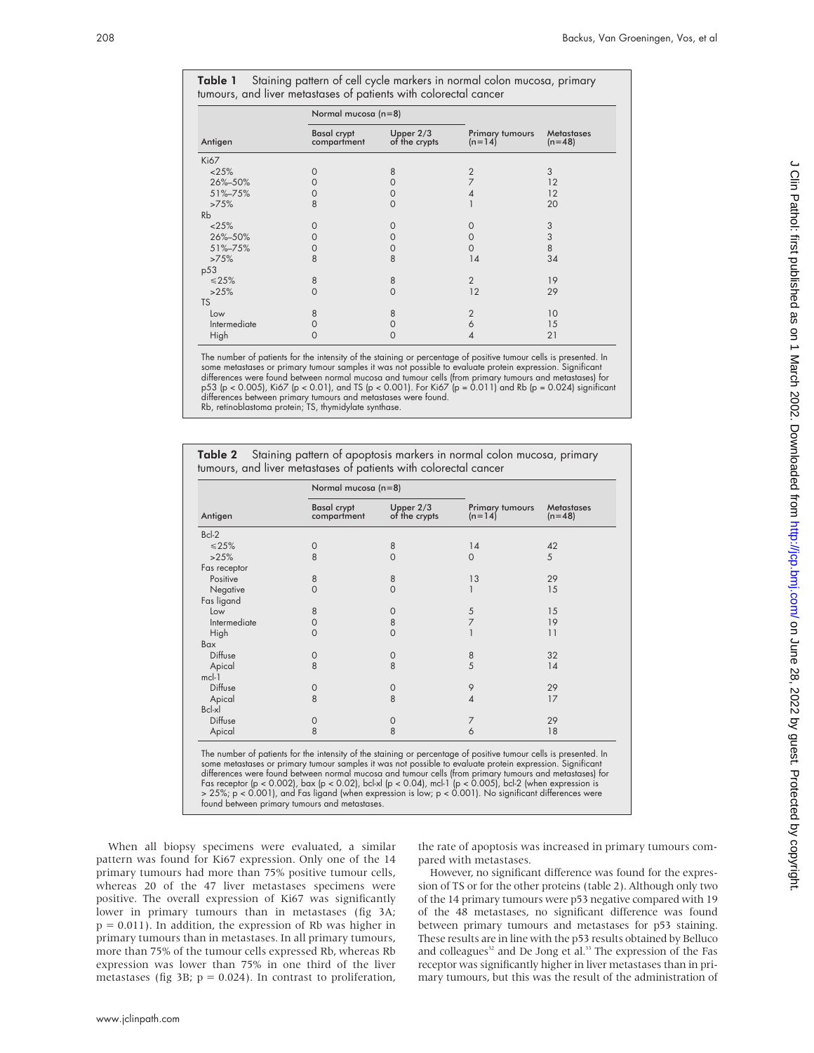**Table 1** Staining pattern of cell cycle markers in normal colon mucosa, primary tumours, and liver metastases of patients with colorectal cancer

| Antigen | Normal mucosa (n=8) Basal crypt compartment | Normal mucosa (n=8) Upper 2/3 of the crypts | Primary tumours (n=14) | Metastases (n=48) |
|---|---|---|---|---|
| Ki67 | | | | |
| <25% | 0 | 8 | 2 | 3 |
| 26%–50% | 0 | 0 | 7 | 12 |
| 51%–75% | 0 | 0 | 4 | 12 |
| >75% | 8 | 0 | 1 | 20 |
| Rb | | | | |
| <25% | 0 | 0 | 0 | 3 |
| 26%–50% | 0 | 0 | 0 | 3 |
| 51%–75% | 0 | 0 | 0 | 8 |
| >75% | 8 | 8 | 14 | 34 |
| p53 | | | | |
| ≤25% | 8 | 8 | 2 | 19 |
| >25% | 0 | 0 | 12 | 29 |
| TS | | | | |
| Low | 8 | 8 | 2 | 10 |
| Intermediate | 0 | 0 | 6 | 15 |
| High | 0 | 0 | 4 | 21 |

The number of patients for the intensity of the staining or percentage of positive tumour cells is presented. In some metastases or primary tumour samples it was not possible to evaluate protein expression. Significant differences were found between normal mucosa and tumour cells (from primary tumours and metastases) for p53 ($p < 0.005$), Ki67 ($p < 0.01$), and TS ($p < 0.001$). For Ki67 ($p = 0.011$) and Rb ($p = 0.024$) significant differences between primary tumours and metastases were found.
Rb, retinoblastoma protein; TS, thymidylate synthase.

**Table 2** Staining pattern of apoptosis markers in normal colon mucosa, primary tumours, and liver metastases of patients with colorectal cancer

| Antigen | Normal mucosa (n=8) Basal crypt compartment | Normal mucosa (n=8) Upper 2/3 of the crypts | Primary tumours (n=14) | Metastases (n=48) |
|---|---|---|---|---|
| Bcl-2 | | | | |
| ≤25% | 0 | 8 | 14 | 42 |
| >25% | 8 | 0 | 0 | 5 |
| Fas receptor | | | | |
| Positive | 8 | 8 | 13 | 29 |
| Negative | 0 | 0 | 1 | 15 |
| Fas ligand | | | | |
| Low | 8 | 0 | 5 | 15 |
| Intermediate | 0 | 8 | 7 | 19 |
| High | 0 | 0 | 1 | 11 |
| Bax | | | | |
| Diffuse | 0 | 0 | 8 | 32 |
| Apical | 8 | 8 | 5 | 14 |
| mcl-1 | | | | |
| Diffuse | 0 | 0 | 9 | 29 |
| Apical | 8 | 8 | 4 | 17 |
| Bcl-xl | | | | |
| Diffuse | 0 | 0 | 7 | 29 |
| Apical | 8 | 8 | 6 | 18 |

The number of patients for the intensity of the staining or percentage of positive tumour cells is presented. In some metastases or primary tumour samples it was not possible to evaluate protein expression. Significant differences were found between normal mucosa and tumour cells (from primary tumours and metastases) for Fas receptor ($p < 0.002$), bax ($p < 0.02$), bcl-xl ($p < 0.04$), mcl-1 ($p < 0.005$), bcl-2 (when expression is > 25%; $p < 0.001$), and Fas ligand (when expression is low; $p < 0.001$). No significant differences were found between primary tumours and metastases.

When all biopsy specimens were evaluated, a similar pattern was found for Ki67 expression. Only one of the 14 primary tumours had more than 75% positive tumour cells, whereas 20 of the 47 liver metastases specimens were positive. The overall expression of Ki67 was significantly lower in primary tumours than in metastases (fig 3A; $p = 0.011$). In addition, the expression of Rb was higher in primary tumours than in metastases. In all primary tumours, more than 75% of the tumour cells expressed Rb, whereas Rb expression was lower than 75% in one third of the liver metastases (fig 3B; $p = 0.024$). In contrast to proliferation, the rate of apoptosis was increased in primary tumours compared with metastases.

However, no significant difference was found for the expression of TS or for the other proteins (table 2). Although only two of the 14 primary tumours were p53 negative compared with 19 of the 48 metastases, no significant difference was found between primary tumours and metastases for p53 staining. These results are in line with the p53 results obtained by Belluco and colleagues[32] and De Jong et al.[33] The expression of the Fas receptor was significantly higher in liver metastases than in primary tumours, but this was the result of the administration of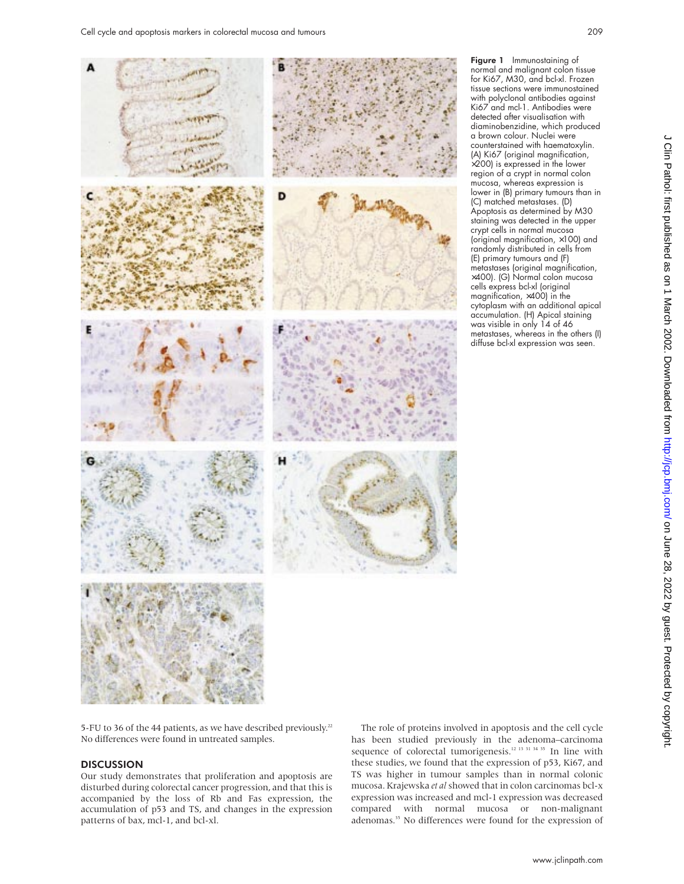**Figure 1** Immunostaining of normal and malignant colon tissue for Ki67, M30, and bcl-xl. Frozen tissue sections were immunostained with polyclonal antibodies against Ki67 and mcl-1. Antibodies were detected after visualisation with diaminobenzidine, which produced a brown colour. Nuclei were counterstained with haematoxylin. (A) Ki67 (original magnification, ×200) is expressed in the lower region of a crypt in normal colon mucosa, whereas expression is lower in (B) primary tumours than in (C) matched metastases. (D) Apoptosis as determined by M30 staining was detected in the upper crypt cells in normal mucosa (original magnification, ×100) and randomly distributed in cells from (E) primary tumours and (F) metastases (original magnification, ×400). (G) Normal colon mucosa cells express bcl-xl (original magnification, ×400) in the cytoplasm with an additional apical accumulation. (H) Apical staining was visible in only 14 of 46 metastases, whereas in the others (I) diffuse bcl-xl expression was seen.

5-FU to 36 of the 44 patients, as we have described previously.[22] No differences were found in untreated samples.

## DISCUSSION

Our study demonstrates that proliferation and apoptosis are disturbed during colorectal cancer progression, and that this is accompanied by the loss of Rb and Fas expression, the accumulation of p53 and TS, and changes in the expression patterns of bax, mcl-1, and bcl-xl.

The role of proteins involved in apoptosis and the cell cycle has been studied previously in the adenoma–carcinoma sequence of colorectal tumorigenesis.[12 13 31 34 35] In line with these studies, we found that the expression of p53, Ki67, and TS was higher in tumour samples than in normal colonic mucosa. Krajewska *et al* showed that in colon carcinomas bcl-x expression was increased and mcl-1 expression was decreased compared with normal mucosa or non-malignant adenomas.[35] No differences were found for the expression of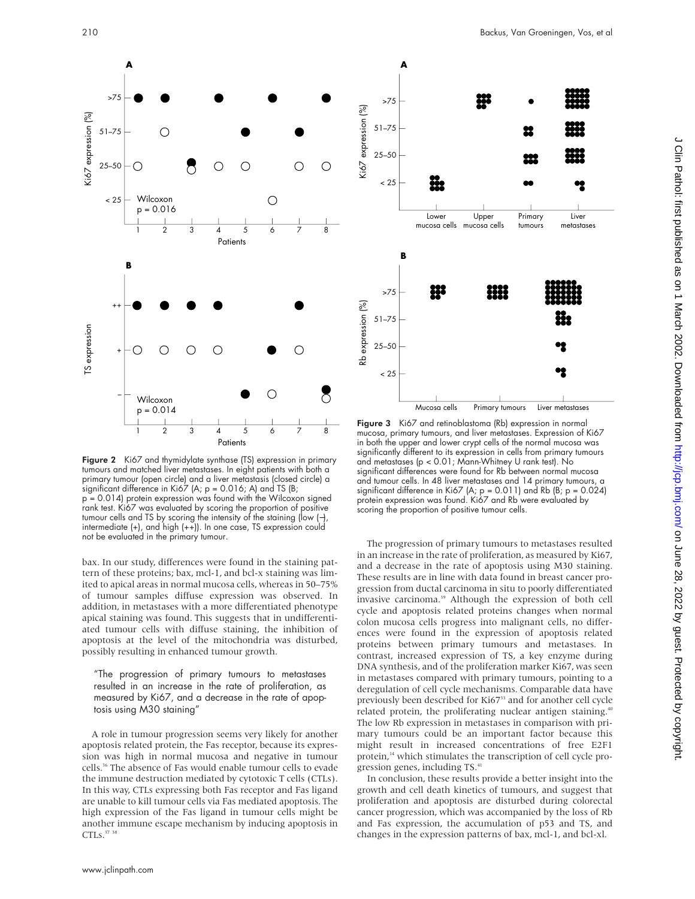**Figure 2** Ki67 and thymidylate synthase (TS) expression in primary tumours and matched liver metastases. In eight patients with both a primary tumour (open circle) and a liver metastasis (closed circle) a significant difference in Ki67 (A; p = 0.016; A) and TS (B; p = 0.014) protein expression was found with the Wilcoxon signed rank test. Ki67 was evaluated by scoring the proportion of positive tumour cells and TS by scoring the intensity of the staining (low (−), intermediate (+), and high (++)). In one case, TS expression could not be evaluated in the primary tumour.

**Figure 3** Ki67 and retinoblastoma (Rb) expression in normal mucosa, primary tumours, and liver metastases. Expression of Ki67 in both the upper and lower crypt cells of the normal mucosa was significantly different to its expression in cells from primary tumours and metastases (p < 0.01; Mann-Whitney U rank test). No significant differences were found for Rb between normal mucosa and tumour cells. In 48 liver metastases and 14 primary tumours, a significant difference in Ki67 (A; p = 0.011) and Rb (B; p = 0.024) protein expression was found. Ki67 and Rb were evaluated by scoring the proportion of positive tumour cells.

bax. In our study, differences were found in the staining pattern of these proteins; bax, mcl-1, and bcl-x staining was limited to apical areas in normal mucosa cells, whereas in 50–75% of tumour samples diffuse expression was observed. In addition, in metastases with a more differentiated phenotype apical staining was found. This suggests that in undifferentiated tumour cells with diffuse staining, the inhibition of apoptosis at the level of the mitochondria was disturbed, possibly resulting in enhanced tumour growth.

> "The progression of primary tumours to metastases resulted in an increase in the rate of proliferation, as measured by Ki67, and a decrease in the rate of apoptosis using M30 staining"

A role in tumour progression seems very likely for another apoptosis related protein, the Fas receptor, because its expression was high in normal mucosa and negative in tumour cells.[36] The absence of Fas would enable tumour cells to evade the immune destruction mediated by cytotoxic T cells (CTLs). In this way, CTLs expressing both Fas receptor and Fas ligand are unable to kill tumour cells via Fas mediated apoptosis. The high expression of the Fas ligand in tumour cells might be another immune escape mechanism by inducing apoptosis in CTLs.[37 38]

The progression of primary tumours to metastases resulted in an increase in the rate of proliferation, as measured by Ki67, and a decrease in the rate of apoptosis using M30 staining. These results are in line with data found in breast cancer progression from ductal carcinoma in situ to poorly differentiated invasive carcinoma.[39] Although the expression of both cell cycle and apoptosis related proteins changes when normal colon mucosa cells progress into malignant cells, no differences were found in the expression of apoptosis related proteins between primary tumours and metastases. In contrast, increased expression of TS, a key enzyme during DNA synthesis, and of the proliferation marker Ki67, was seen in metastases compared with primary tumours, pointing to a deregulation of cell cycle mechanisms. Comparable data have previously been described for Ki67[33] and for another cell cycle related protein, the proliferating nuclear antigen staining.[40] The low Rb expression in metastases in comparison with primary tumours could be an important factor because this might result in increased concentrations of free E2F1 protein,[14] which stimulates the transcription of cell cycle progression genes, including TS.[41]

In conclusion, these results provide a better insight into the growth and cell death kinetics of tumours, and suggest that proliferation and apoptosis are disturbed during colorectal cancer progression, which was accompanied by the loss of Rb and Fas expression, the accumulation of p53 and TS, and changes in the expression patterns of bax, mcl-1, and bcl-xl.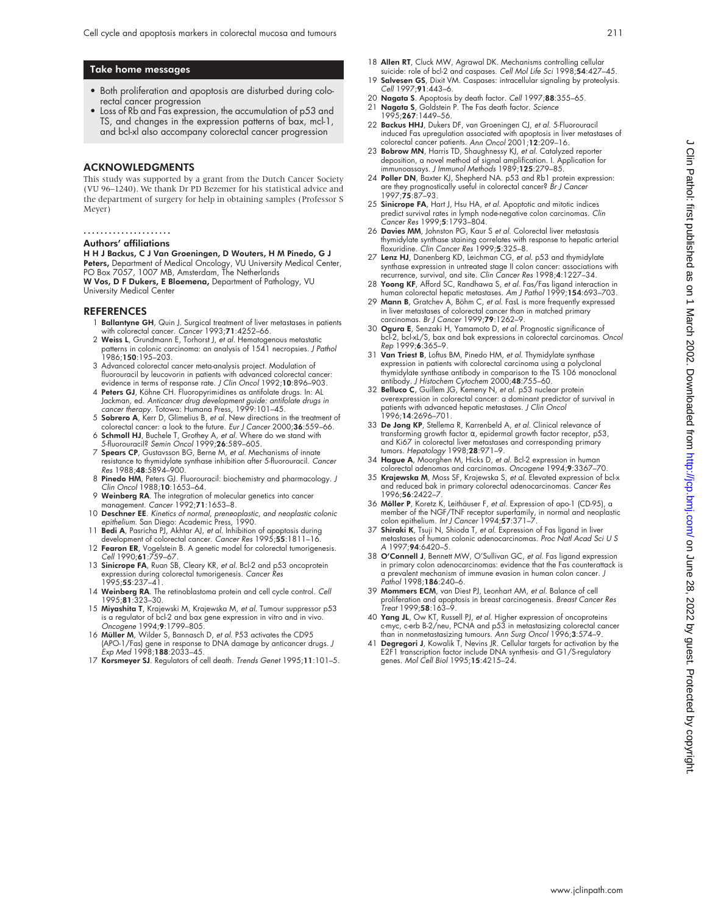## Take home messages

- Both proliferation and apoptosis are disturbed during colorectal cancer progression
- Loss of Rb and Fas expression, the accumulation of p53 and TS, and changes in the expression patterns of bax, mcl-1, and bcl-xl also accompany colorectal cancer progression

## ACKNOWLEDGMENTS

This study was supported by a grant from the Dutch Cancer Society (VU 96–1240). We thank Dr PD Bezemer for his statistical advice and the department of surgery for help in obtaining samples (Professor S Meyer)

.....................

### Authors' affiliations

**H H J Backus, C J Van Groeningen, D Wouters, H M Pinedo, G J Peters,** Department of Medical Oncology, VU University Medical Center, PO Box 7057, 1007 MB, Amsterdam, The Netherlands
**W Vos, D F Dukers, E Bloemena,** Department of Pathology, VU University Medical Center

## REFERENCES

1. **Ballantyne GH**, Quin J. Surgical treatment of liver metastases in patients with colorectal cancer. *Cancer* 1993;**71**:4252–66.
2. **Weiss L**, Grundmann E, Torhorst J, *et al*. Hematogenous metastatic patterns in colonic carcinoma: an analysis of 1541 necropsies. *J Pathol* 1986;**150**:195–203.
3. Advanced colorectal cancer meta-analysis project. Modulation of fluorouracil by leucovorin in patients with advanced colorectal cancer: evidence in terms of response rate. *J Clin Oncol* 1992;**10**:896–903.
4. **Peters GJ**, Köhne CH. Fluoropyrimidines as antifolate drugs. In: AL Jackman, ed. *Anticancer drug development guide: antifolate drugs in cancer therapy*. Totowa: Humana Press, 1999:101–45.
5. **Sobrero A**, Kerr D, Glimelius B, *et al*. New directions in the treatment of colorectal cancer: a look to the future. *Eur J Cancer* 2000;**36**:559–66.
6. **Schmoll HJ**, Buchele T, Grothey A, *et al*. Where do we stand with 5-fluorouracil? *Semin Oncol* 1999;**26**:589–605.
7. **Spears CP**, Gustavsson BG, Berne M, *et al*. Mechanisms of innate resistance to thymidylate synthase inhibition after 5-fluorouracil. *Cancer Res* 1988;**48**:5894–900.
8. **Pinedo HM**, Peters GJ. Fluorouracil: biochemistry and pharmacology. *J Clin Oncol* 1988;**10**:1653–64.
9. **Weinberg RA**. The integration of molecular genetics into cancer management. *Cancer* 1992;**71**:1653–8.
10. **Deschner EE**. *Kinetics of normal, preneoplastic, and neoplastic colonic epithelium*. San Diego: Academic Press, 1990.
11. **Bedi A**, Pasricha PJ, Akhtar AJ, *et al*. Inhibition of apoptosis during development of colorectal cancer. *Cancer Res* 1995;**55**:1811–16.
12. **Fearon ER**, Vogelstein B. A genetic model for colorectal tumorigenesis. *Cell* 1990;**61**:759–67.
13. **Sinicrope FA**, Ruan SB, Cleary KR, *et al*. Bcl-2 and p53 oncoprotein expression during colorectal tumorigenesis. *Cancer Res* 1995;**55**:237–41.
14. **Weinberg RA**. The retinoblastoma protein and cell cycle control. *Cell* 1995;**81**:323–30.
15. **Miyashita T**, Krajewski M, Krajewska M, *et al*. Tumour suppressor p53 is a regulator of bcl-2 and bax gene expression in vitro and in vivo. *Oncogene* 1994;**9**:1799–805.
16. **Müller M**, Wilder S, Bannasch D, *et al*. P53 activates the CD95 (APO-1/Fas) gene in response to DNA damage by anticancer drugs. *J Exp Med* 1998;**188**:2033–45.
17. **Korsmeyer SJ**. Regulators of cell death. *Trends Genet* 1995;**11**:101–5.
18. **Allen RT**, Cluck MW, Agrawal DK. Mechanisms controlling cellular suicide: role of bcl-2 and caspases. *Cell Mol Life Sci* 1998;**54**:427–45.
19. **Salvesen GS**, Dixit VM. Caspases: intracellular signaling by proteolysis. *Cell* 1997;**91**:443–6.
20. **Nagata S**. Apoptosis by death factor. *Cell* 1997;**88**:355–65.
21. **Nagata S**, Goldstein P. The Fas death factor. *Science* 1995;**267**:1449–56.
22. **Backus HHJ**, Dukers DF, van Groeningen CJ, *et al*. 5-Fluorouracil induced Fas upregulation associated with apoptosis in liver metastases of colorectal cancer patients. *Ann Oncol* 2001;**12**:209–16.
23. **Bobrow MN**, Harris TD, Shaughnessy KJ, *et al*. Catalyzed reporter deposition, a novel method of signal amplification. I. Application for immunoassays. *J Immunol Methods* 1989;**125**:279–85.
24. **Poller DN**, Baxter KJ, Shepherd NA. p53 and Rb1 protein expression: are they prognostically useful in colorectal cancer? *Br J Cancer* 1997;**75**:87–93.
25. **Sinicrope FA**, Hart J, Hsu HA, *et al*. Apoptotic and mitotic indices predict survival rates in lymph node-negative colon carcinomas. *Clin Cancer Res* 1999;**5**:1793–804.
26. **Davies MM**, Johnston PG, Kaur S *et al*. Colorectal liver metastasis thymidylate synthase staining correlates with response to hepatic arterial floxuridine. *Clin Cancer Res* 1999;**5**:325–8.
27. **Lenz HJ**, Danenberg KD, Leichman CG, *et al*. p53 and thymidylate synthase expression in untreated stage II colon cancer: associations with recurrence, survival, and site. *Clin Cancer Res* 1998;**4**:1227–34.
28. **Yoong KF**, Afford SC, Randhawa S, *et al*. Fas/Fas ligand interaction in human colorectal hepatic metastases. *Am J Pathol* 1999;**154**:693–703.
29. **Mann B**, Gratchev A, Böhm C, *et al*. FasL is more frequently expressed in liver metastases of colorectal cancer than in matched primary carcinomas. *Br J Cancer* 1999;**79**:1262–9.
30. **Ogura E**, Senzaki H, Yamamoto D, *et al*. Prognostic significance of bcl-2, bcl-xL/S, bax and bak expressions in colorectal carcinomas. *Oncol Rep* 1999;**6**:365–9.
31. **Van Triest B**, Loftus BM, Pinedo HM, *et al*. Thymidylate synthase expression in patients with colorectal carcinoma using a polyclonal thymidylate synthase antibody in comparison to the TS 106 monoclonal antibody. *J Histochem Cytochem* 2000;**48**:755–60.
32. **Belluco C**, Guillem JG, Kemeny N, *et al*. p53 nuclear protein overexpression in colorectal cancer: a dominant predictor of survival in patients with advanced hepatic metastases. *J Clin Oncol* 1996;**14**:2696–701.
33. **De Jong KP**, Stellema R, Karrenbeld A, *et al*. Clinical relevance of transforming growth factor α, epidermal growth factor receptor, p53, and Ki67 in colorectal liver metastases and corresponding primary tumors. *Hepatology* 1998;**28**:971–9.
34. **Hague A**, Moorghen M, Hicks D, *et al*. Bcl-2 expression in human colorectal adenomas and carcinomas. *Oncogene* 1994;**9**:3367–70.
35. **Krajewska M**, Moss SF, Krajewska S, *et al*. Elevated expression of bcl-x and reduced bak in primary colorectal adenocarcinomas. *Cancer Res* 1996;**56**:2422–7.
36. **Möller P**, Koretz K, Leithäuser F, *et al*. Expression of apo-1 (CD-95), a member of the NGF/TNF receptor superfamily, in normal and neoplastic colon epithelium. *Int J Cancer* 1994;**57**:371–7.
37. **Shiraki K**, Tsuji N, Shioda T, *et al*. Expression of Fas ligand in liver metastases of human colonic adenocarcinomas. *Proc Natl Acad Sci U S A* 1997;**94**:6420–5.
38. **O'Connell J**, Bennett MW, O'Sullivan GC, *et al*. Fas ligand expression in primary colon adenocarcinomas: evidence that the Fas counterattack is a prevalent mechanism of immune evasion in human colon cancer. *J Pathol* 1998;**186**:240–6.
39. **Mommers ECM**, van Diest PJ, Leonhart AM, *et al*. Balance of cell proliferation and apoptosis in breast cancer carcinogenesis. *Breast Cancer Res Treat* 1999;**58**:163–9.
40. **Yang JL**, Ow KT, Russell PJ, *et al*. Higher expression of oncoproteins c-myc, c-erb B-2/neu, PCNA and p53 in metastasizing colorectal cancer than in nonmetastasizing tumours. *Ann Surg Oncol* 1996;**3**:574–9.
41. **Degregori J**, Kowalik T, Nevins JR. Cellular targets for activation by the E2F1 transcription factor include DNA synthesis- and G1/S-regulatory genes. *Mol Cell Biol* 1995;**15**:4215–24.